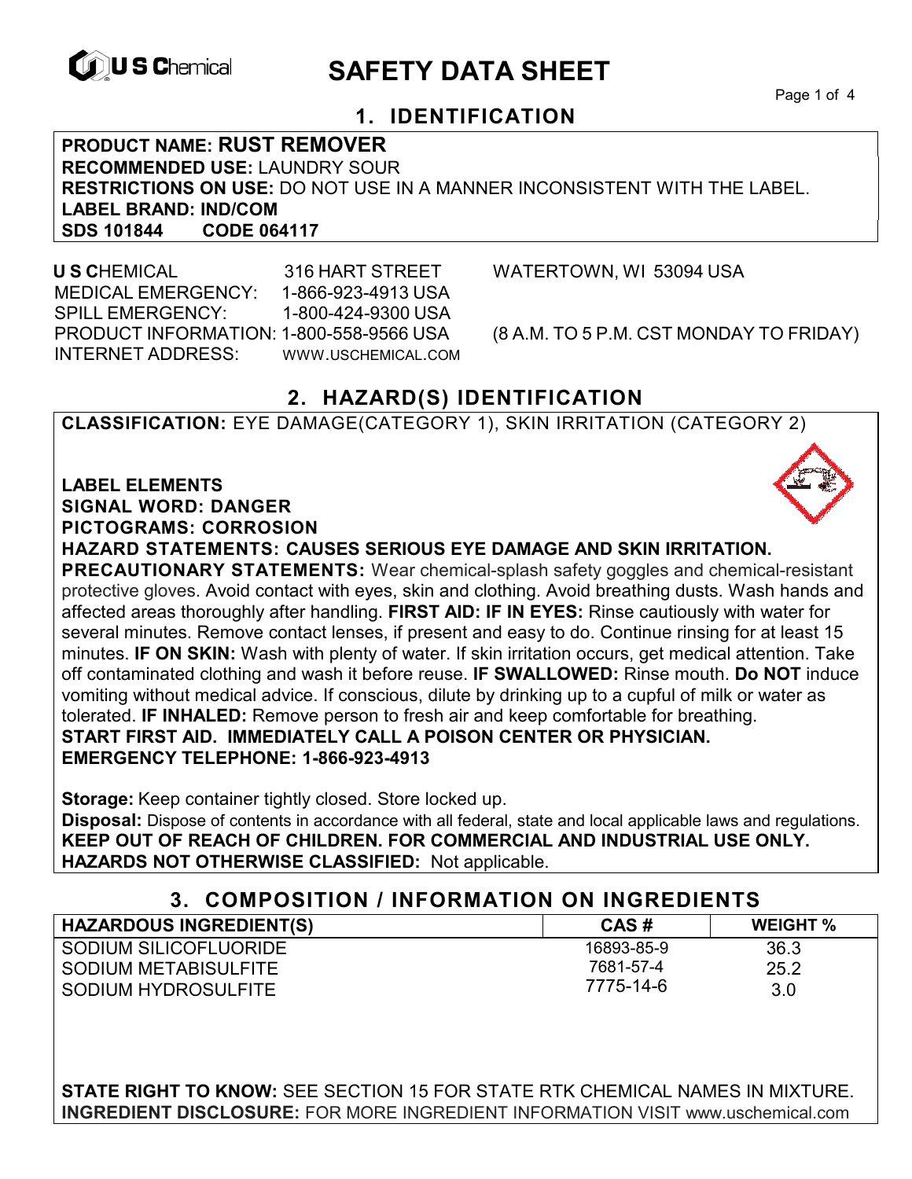# SAFETY DATA SHEET

## 1. IDENTIFICATION

**PRODUCT NAME: RUST REMOVER**
**RECOMMENDED USE:** LAUNDRY SOUR
**RESTRICTIONS ON USE:** DO NOT USE IN A MANNER INCONSISTENT WITH THE LABEL.
**LABEL BRAND: IND/COM**
**SDS 101844 CODE 064117**

**U S C**HEMICAL 316 HART STREET WATERTOWN, WI 53094 USA
MEDICAL EMERGENCY: 1-866-923-4913 USA
SPILL EMERGENCY: 1-800-424-9300 USA
PRODUCT INFORMATION: 1-800-558-9566 USA (8 A.M. TO 5 P.M. CST MONDAY TO FRIDAY)
INTERNET ADDRESS: WWW.USCHEMICAL.COM

## 2. HAZARD(S) IDENTIFICATION

**CLASSIFICATION:** EYE DAMAGE(CATEGORY 1), SKIN IRRITATION (CATEGORY 2)

**LABEL ELEMENTS**
**SIGNAL WORD: DANGER**
**PICTOGRAMS: CORROSION**
**HAZARD STATEMENTS: CAUSES SERIOUS EYE DAMAGE AND SKIN IRRITATION.**
**PRECAUTIONARY STATEMENTS:** Wear chemical-splash safety goggles and chemical-resistant protective gloves. Avoid contact with eyes, skin and clothing. Avoid breathing dusts. Wash hands and affected areas thoroughly after handling. **FIRST AID: IF IN EYES:** Rinse cautiously with water for several minutes. Remove contact lenses, if present and easy to do. Continue rinsing for at least 15 minutes. **IF ON SKIN:** Wash with plenty of water. If skin irritation occurs, get medical attention. Take off contaminated clothing and wash it before reuse. **IF SWALLOWED:** Rinse mouth. **Do NOT** induce vomiting without medical advice. If conscious, dilute by drinking up to a cupful of milk or water as tolerated. **IF INHALED:** Remove person to fresh air and keep comfortable for breathing.
**START FIRST AID. IMMEDIATELY CALL A POISON CENTER OR PHYSICIAN.**
**EMERGENCY TELEPHONE: 1-866-923-4913**

**Storage:** Keep container tightly closed. Store locked up.
**Disposal:** Dispose of contents in accordance with all federal, state and local applicable laws and regulations.
**KEEP OUT OF REACH OF CHILDREN. FOR COMMERCIAL AND INDUSTRIAL USE ONLY.**
**HAZARDS NOT OTHERWISE CLASSIFIED:** Not applicable.

## 3. COMPOSITION / INFORMATION ON INGREDIENTS

| HAZARDOUS INGREDIENT(S) | CAS # | WEIGHT % |
|---|---|---|
| SODIUM SILICOFLUORIDE | 16893-85-9 | 36.3 |
| SODIUM METABISULFITE | 7681-57-4 | 25.2 |
| SODIUM HYDROSULFITE | 7775-14-6 | 3.0 |

**STATE RIGHT TO KNOW:** SEE SECTION 15 FOR STATE RTK CHEMICAL NAMES IN MIXTURE.
**INGREDIENT DISCLOSURE:** FOR MORE INGREDIENT INFORMATION VISIT www.uschemical.com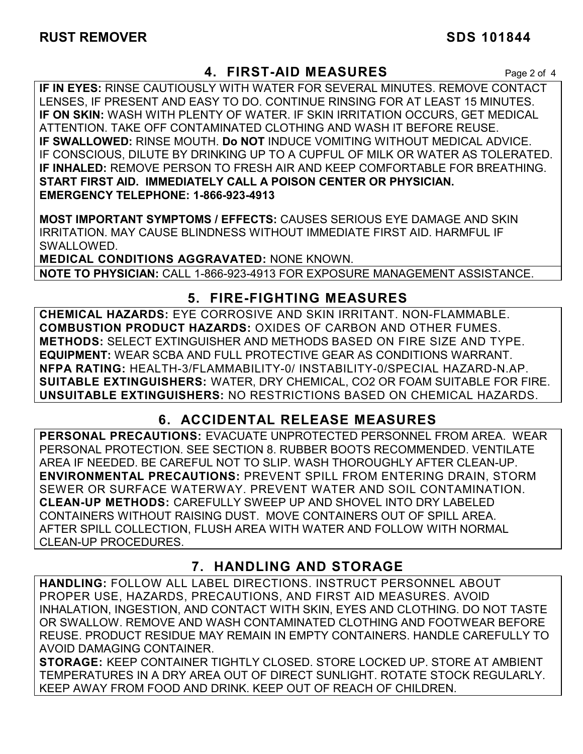## 4. FIRST-AID MEASURES

**IF IN EYES:** RINSE CAUTIOUSLY WITH WATER FOR SEVERAL MINUTES. REMOVE CONTACT LENSES, IF PRESENT AND EASY TO DO. CONTINUE RINSING FOR AT LEAST 15 MINUTES.
**IF ON SKIN:** WASH WITH PLENTY OF WATER. IF SKIN IRRITATION OCCURS, GET MEDICAL ATTENTION. TAKE OFF CONTAMINATED CLOTHING AND WASH IT BEFORE REUSE.
**IF SWALLOWED:** RINSE MOUTH. **Do NOT** INDUCE VOMITING WITHOUT MEDICAL ADVICE. IF CONSCIOUS, DILUTE BY DRINKING UP TO A CUPFUL OF MILK OR WATER AS TOLERATED.
**IF INHALED:** REMOVE PERSON TO FRESH AIR AND KEEP COMFORTABLE FOR BREATHING.
**START FIRST AID. IMMEDIATELY CALL A POISON CENTER OR PHYSICIAN.**
**EMERGENCY TELEPHONE: 1-866-923-4913**

**MOST IMPORTANT SYMPTOMS / EFFECTS:** CAUSES SERIOUS EYE DAMAGE AND SKIN IRRITATION. MAY CAUSE BLINDNESS WITHOUT IMMEDIATE FIRST AID. HARMFUL IF SWALLOWED.
**MEDICAL CONDITIONS AGGRAVATED:** NONE KNOWN.

**NOTE TO PHYSICIAN:** CALL 1-866-923-4913 FOR EXPOSURE MANAGEMENT ASSISTANCE.

## 5. FIRE-FIGHTING MEASURES

**CHEMICAL HAZARDS:** EYE CORROSIVE AND SKIN IRRITANT. NON-FLAMMABLE.
**COMBUSTION PRODUCT HAZARDS:** OXIDES OF CARBON AND OTHER FUMES.
**METHODS:** SELECT EXTINGUISHER AND METHODS BASED ON FIRE SIZE AND TYPE.
**EQUIPMENT:** WEAR SCBA AND FULL PROTECTIVE GEAR AS CONDITIONS WARRANT.
**NFPA RATING:** HEALTH-3/FLAMMABILITY-0/ INSTABILITY-0/SPECIAL HAZARD-N.AP.
**SUITABLE EXTINGUISHERS:** WATER, DRY CHEMICAL, $CO_2$ OR FOAM SUITABLE FOR FIRE.
**UNSUITABLE EXTINGUISHERS:** NO RESTRICTIONS BASED ON CHEMICAL HAZARDS.

## 6. ACCIDENTAL RELEASE MEASURES

**PERSONAL PRECAUTIONS:** EVACUATE UNPROTECTED PERSONNEL FROM AREA. WEAR PERSONAL PROTECTION. SEE SECTION 8. RUBBER BOOTS RECOMMENDED. VENTILATE AREA IF NEEDED. BE CAREFUL NOT TO SLIP. WASH THOROUGHLY AFTER CLEAN-UP.
**ENVIRONMENTAL PRECAUTIONS:** PREVENT SPILL FROM ENTERING DRAIN, STORM SEWER OR SURFACE WATERWAY. PREVENT WATER AND SOIL CONTAMINATION.
**CLEAN-UP METHODS:** CAREFULLY SWEEP UP AND SHOVEL INTO DRY LABELED CONTAINERS WITHOUT RAISING DUST. MOVE CONTAINERS OUT OF SPILL AREA. AFTER SPILL COLLECTION, FLUSH AREA WITH WATER AND FOLLOW WITH NORMAL CLEAN-UP PROCEDURES.

## 7. HANDLING AND STORAGE

**HANDLING:** FOLLOW ALL LABEL DIRECTIONS. INSTRUCT PERSONNEL ABOUT PROPER USE, HAZARDS, PRECAUTIONS, AND FIRST AID MEASURES. AVOID INHALATION, INGESTION, AND CONTACT WITH SKIN, EYES AND CLOTHING. DO NOT TASTE OR SWALLOW. REMOVE AND WASH CONTAMINATED CLOTHING AND FOOTWEAR BEFORE REUSE. PRODUCT RESIDUE MAY REMAIN IN EMPTY CONTAINERS. HANDLE CAREFULLY TO AVOID DAMAGING CONTAINER.
**STORAGE:** KEEP CONTAINER TIGHTLY CLOSED. STORE LOCKED UP. STORE AT AMBIENT TEMPERATURES IN A DRY AREA OUT OF DIRECT SUNLIGHT. ROTATE STOCK REGULARLY. KEEP AWAY FROM FOOD AND DRINK. KEEP OUT OF REACH OF CHILDREN.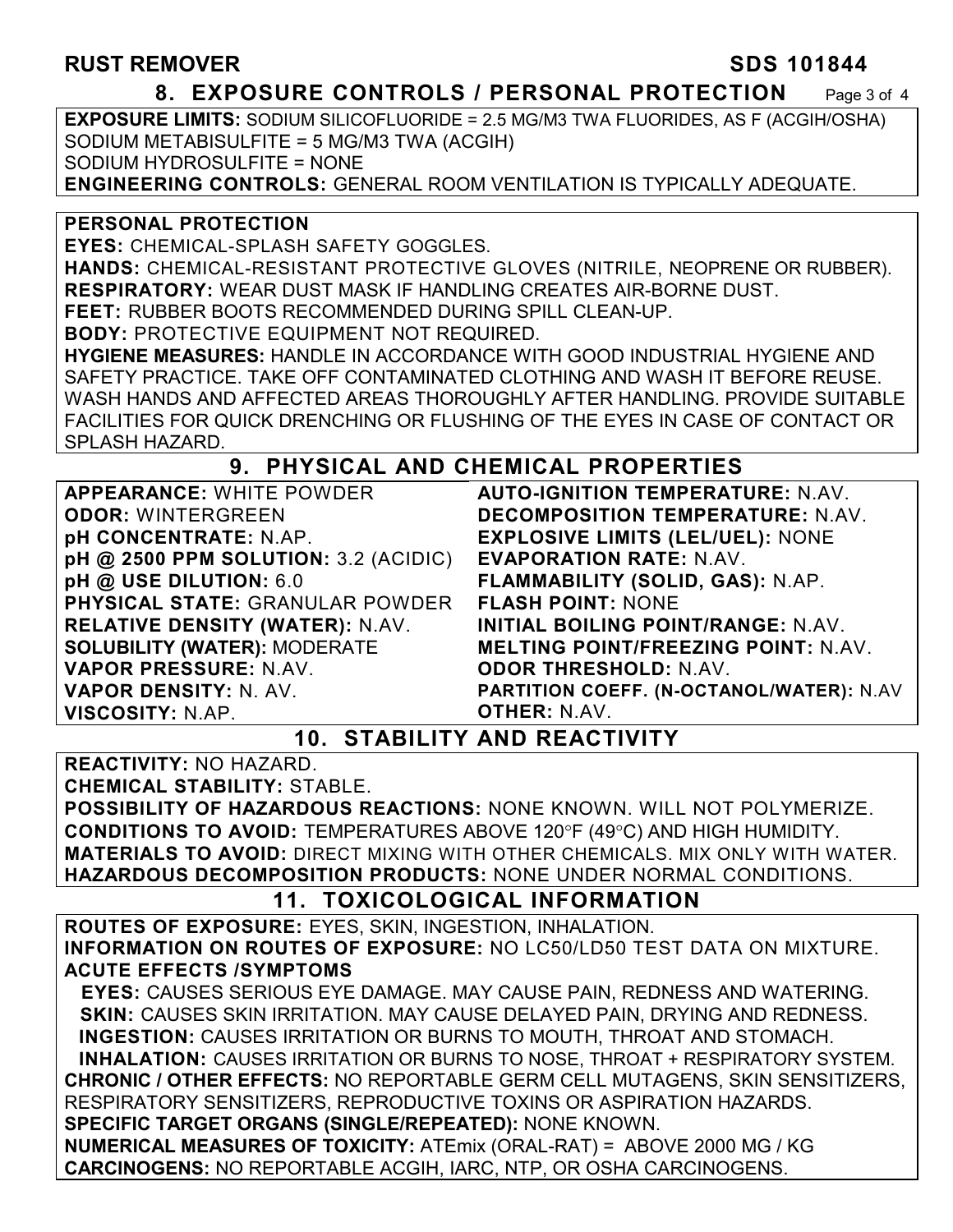## 8. EXPOSURE CONTROLS / PERSONAL PROTECTION

**EXPOSURE LIMITS:** SODIUM SILICOFLUORIDE = 2.5 MG/M3 TWA FLUORIDES, AS F (ACGIH/OSHA)
SODIUM METABISULFITE = 5 MG/M3 TWA (ACGIH)
SODIUM HYDROSULFITE = NONE
**ENGINEERING CONTROLS:** GENERAL ROOM VENTILATION IS TYPICALLY ADEQUATE.

**PERSONAL PROTECTION**
**EYES:** CHEMICAL-SPLASH SAFETY GOGGLES.
**HANDS:** CHEMICAL-RESISTANT PROTECTIVE GLOVES (NITRILE, NEOPRENE OR RUBBER).
**RESPIRATORY:** WEAR DUST MASK IF HANDLING CREATES AIR-BORNE DUST.
**FEET:** RUBBER BOOTS RECOMMENDED DURING SPILL CLEAN-UP.
**BODY:** PROTECTIVE EQUIPMENT NOT REQUIRED.
**HYGIENE MEASURES:** HANDLE IN ACCORDANCE WITH GOOD INDUSTRIAL HYGIENE AND SAFETY PRACTICE. TAKE OFF CONTAMINATED CLOTHING AND WASH IT BEFORE REUSE. WASH HANDS AND AFFECTED AREAS THOROUGHLY AFTER HANDLING. PROVIDE SUITABLE FACILITIES FOR QUICK DRENCHING OR FLUSHING OF THE EYES IN CASE OF CONTACT OR SPLASH HAZARD.

## 9. PHYSICAL AND CHEMICAL PROPERTIES

**APPEARANCE:** WHITE POWDER
**ODOR:** WINTERGREEN
**pH CONCENTRATE:** N.AP.
**pH @ 2500 PPM SOLUTION:** 3.2 (ACIDIC)
**pH @ USE DILUTION:** 6.0
**PHYSICAL STATE:** GRANULAR POWDER
**RELATIVE DENSITY (WATER):** N.AV.
**SOLUBILITY (WATER):** MODERATE
**VAPOR PRESSURE:** N.AV.
**VAPOR DENSITY:** N. AV.
**VISCOSITY:** N.AP.
**AUTO-IGNITION TEMPERATURE:** N.AV.
**DECOMPOSITION TEMPERATURE:** N.AV.
**EXPLOSIVE LIMITS (LEL/UEL):** NONE
**EVAPORATION RATE:** N.AV.
**FLAMMABILITY (SOLID, GAS):** N.AP.
**FLASH POINT:** NONE
**INITIAL BOILING POINT/RANGE:** N.AV.
**MELTING POINT/FREEZING POINT:** N.AV.
**ODOR THRESHOLD:** N.AV.
**PARTITION COEFF. (N-OCTANOL/WATER):** N.AV
**OTHER:** N.AV.

## 10. STABILITY AND REACTIVITY

**REACTIVITY:** NO HAZARD.
**CHEMICAL STABILITY:** STABLE.
**POSSIBILITY OF HAZARDOUS REACTIONS:** NONE KNOWN. WILL NOT POLYMERIZE.
**CONDITIONS TO AVOID:** TEMPERATURES ABOVE 120°F (49°C) AND HIGH HUMIDITY.
**MATERIALS TO AVOID:** DIRECT MIXING WITH OTHER CHEMICALS. MIX ONLY WITH WATER.
**HAZARDOUS DECOMPOSITION PRODUCTS:** NONE UNDER NORMAL CONDITIONS.

## 11. TOXICOLOGICAL INFORMATION

**ROUTES OF EXPOSURE:** EYES, SKIN, INGESTION, INHALATION.
**INFORMATION ON ROUTES OF EXPOSURE:** NO LC50/LD50 TEST DATA ON MIXTURE.
**ACUTE EFFECTS /SYMPTOMS**
**EYES:** CAUSES SERIOUS EYE DAMAGE. MAY CAUSE PAIN, REDNESS AND WATERING.
**SKIN:** CAUSES SKIN IRRITATION. MAY CAUSE DELAYED PAIN, DRYING AND REDNESS.
**INGESTION:** CAUSES IRRITATION OR BURNS TO MOUTH, THROAT AND STOMACH.
**INHALATION:** CAUSES IRRITATION OR BURNS TO NOSE, THROAT + RESPIRATORY SYSTEM.
**CHRONIC / OTHER EFFECTS:** NO REPORTABLE GERM CELL MUTAGENS, SKIN SENSITIZERS, RESPIRATORY SENSITIZERS, REPRODUCTIVE TOXINS OR ASPIRATION HAZARDS.
**SPECIFIC TARGET ORGANS (SINGLE/REPEATED):** NONE KNOWN.
**NUMERICAL MEASURES OF TOXICITY:** ATEmix (ORAL-RAT) = ABOVE 2000 MG / KG
**CARCINOGENS:** NO REPORTABLE ACGIH, IARC, NTP, OR OSHA CARCINOGENS.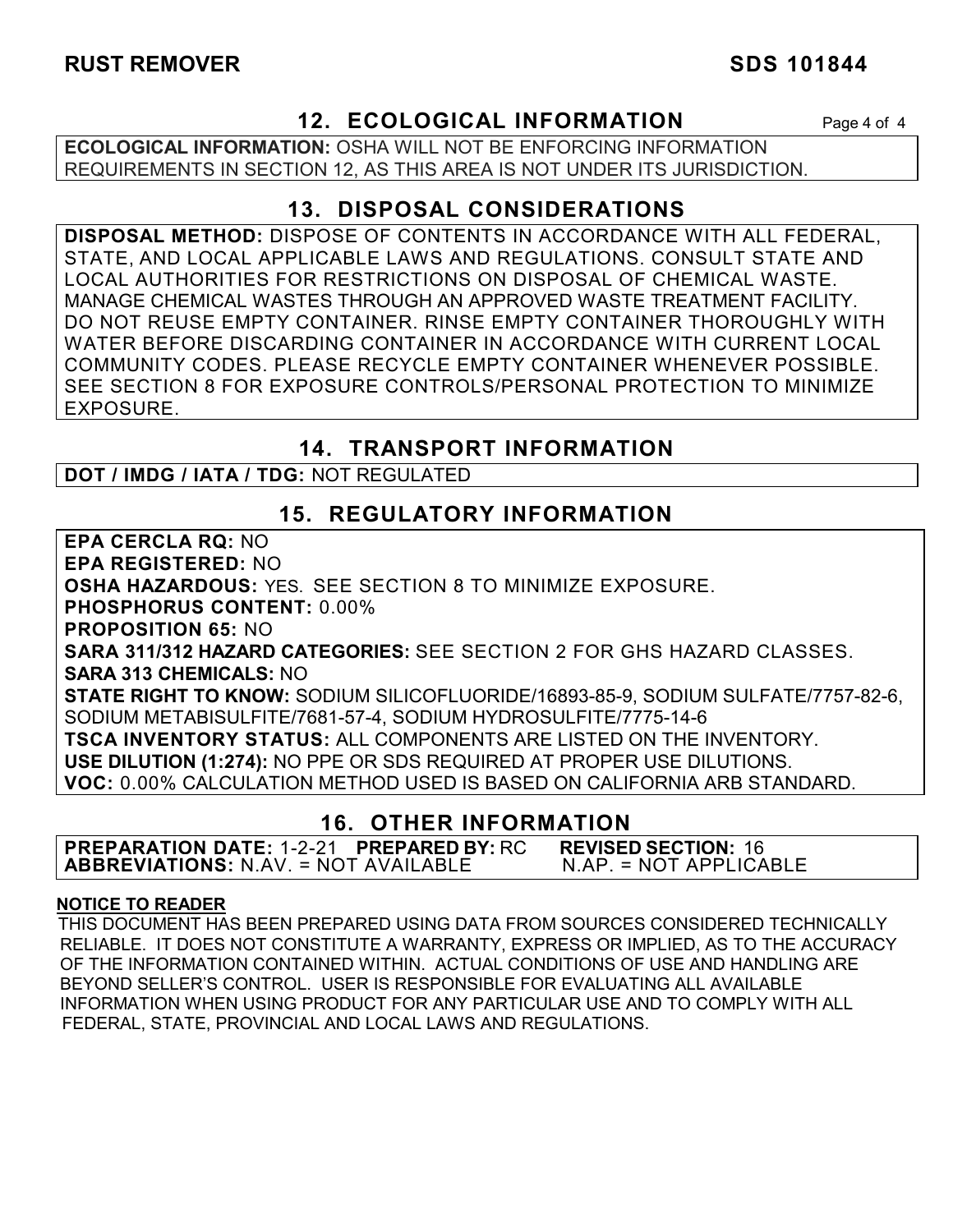## 12. ECOLOGICAL INFORMATION

**ECOLOGICAL INFORMATION:** OSHA WILL NOT BE ENFORCING INFORMATION REQUIREMENTS IN SECTION 12, AS THIS AREA IS NOT UNDER ITS JURISDICTION.

## 13. DISPOSAL CONSIDERATIONS

**DISPOSAL METHOD:** DISPOSE OF CONTENTS IN ACCORDANCE WITH ALL FEDERAL, STATE, AND LOCAL APPLICABLE LAWS AND REGULATIONS. CONSULT STATE AND LOCAL AUTHORITIES FOR RESTRICTIONS ON DISPOSAL OF CHEMICAL WASTE. MANAGE CHEMICAL WASTES THROUGH AN APPROVED WASTE TREATMENT FACILITY. DO NOT REUSE EMPTY CONTAINER. RINSE EMPTY CONTAINER THOROUGHLY WITH WATER BEFORE DISCARDING CONTAINER IN ACCORDANCE WITH CURRENT LOCAL COMMUNITY CODES. PLEASE RECYCLE EMPTY CONTAINER WHENEVER POSSIBLE. SEE SECTION 8 FOR EXPOSURE CONTROLS/PERSONAL PROTECTION TO MINIMIZE EXPOSURE.

## 14. TRANSPORT INFORMATION

**DOT / IMDG / IATA / TDG:** NOT REGULATED

## 15. REGULATORY INFORMATION

**EPA CERCLA RQ:** NO
**EPA REGISTERED:** NO
**OSHA HAZARDOUS:** YES. SEE SECTION 8 TO MINIMIZE EXPOSURE.
**PHOSPHORUS CONTENT:** 0.00%
**PROPOSITION 65:** NO
**SARA 311/312 HAZARD CATEGORIES:** SEE SECTION 2 FOR GHS HAZARD CLASSES.
**SARA 313 CHEMICALS:** NO
**STATE RIGHT TO KNOW:** SODIUM SILICOFLUORIDE/16893-85-9, SODIUM SULFATE/7757-82-6, SODIUM METABISULFITE/7681-57-4, SODIUM HYDROSULFITE/7775-14-6
**TSCA INVENTORY STATUS:** ALL COMPONENTS ARE LISTED ON THE INVENTORY.
**USE DILUTION (1:274):** NO PPE OR SDS REQUIRED AT PROPER USE DILUTIONS.
**VOC:** 0.00% CALCULATION METHOD USED IS BASED ON CALIFORNIA ARB STANDARD.

## 16. OTHER INFORMATION

**PREPARATION DATE:** 1-2-21 **PREPARED BY:** RC **REVISED SECTION:** 16
**ABBREVIATIONS:** N.AV. = NOT AVAILABLE N.AP. = NOT APPLICABLE

**NOTICE TO READER**

THIS DOCUMENT HAS BEEN PREPARED USING DATA FROM SOURCES CONSIDERED TECHNICALLY RELIABLE. IT DOES NOT CONSTITUTE A WARRANTY, EXPRESS OR IMPLIED, AS TO THE ACCURACY OF THE INFORMATION CONTAINED WITHIN. ACTUAL CONDITIONS OF USE AND HANDLING ARE BEYOND SELLER'S CONTROL. USER IS RESPONSIBLE FOR EVALUATING ALL AVAILABLE INFORMATION WHEN USING PRODUCT FOR ANY PARTICULAR USE AND TO COMPLY WITH ALL FEDERAL, STATE, PROVINCIAL AND LOCAL LAWS AND REGULATIONS.